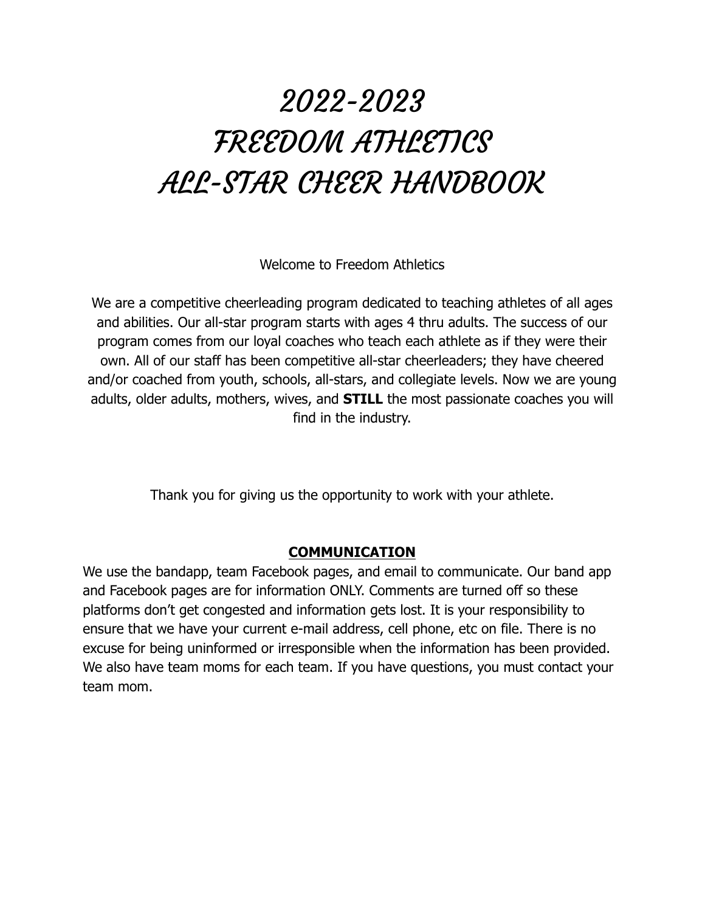# 2022-2023
# FREEDOM ATHLETICS
# ALL-STAR CHEER HANDBOOK

Welcome to Freedom Athletics

We are a competitive cheerleading program dedicated to teaching athletes of all ages and abilities. Our all-star program starts with ages 4 thru adults. The success of our program comes from our loyal coaches who teach each athlete as if they were their own. All of our staff has been competitive all-star cheerleaders; they have cheered and/or coached from youth, schools, all-stars, and collegiate levels. Now we are young adults, older adults, mothers, wives, and **STILL** the most passionate coaches you will find in the industry.

Thank you for giving us the opportunity to work with your athlete.

## COMMUNICATION

We use the bandapp, team Facebook pages, and email to communicate. Our band app and Facebook pages are for information ONLY. Comments are turned off so these platforms don't get congested and information gets lost. It is your responsibility to ensure that we have your current e-mail address, cell phone, etc on file. There is no excuse for being uninformed or irresponsible when the information has been provided. We also have team moms for each team. If you have questions, you must contact your team mom.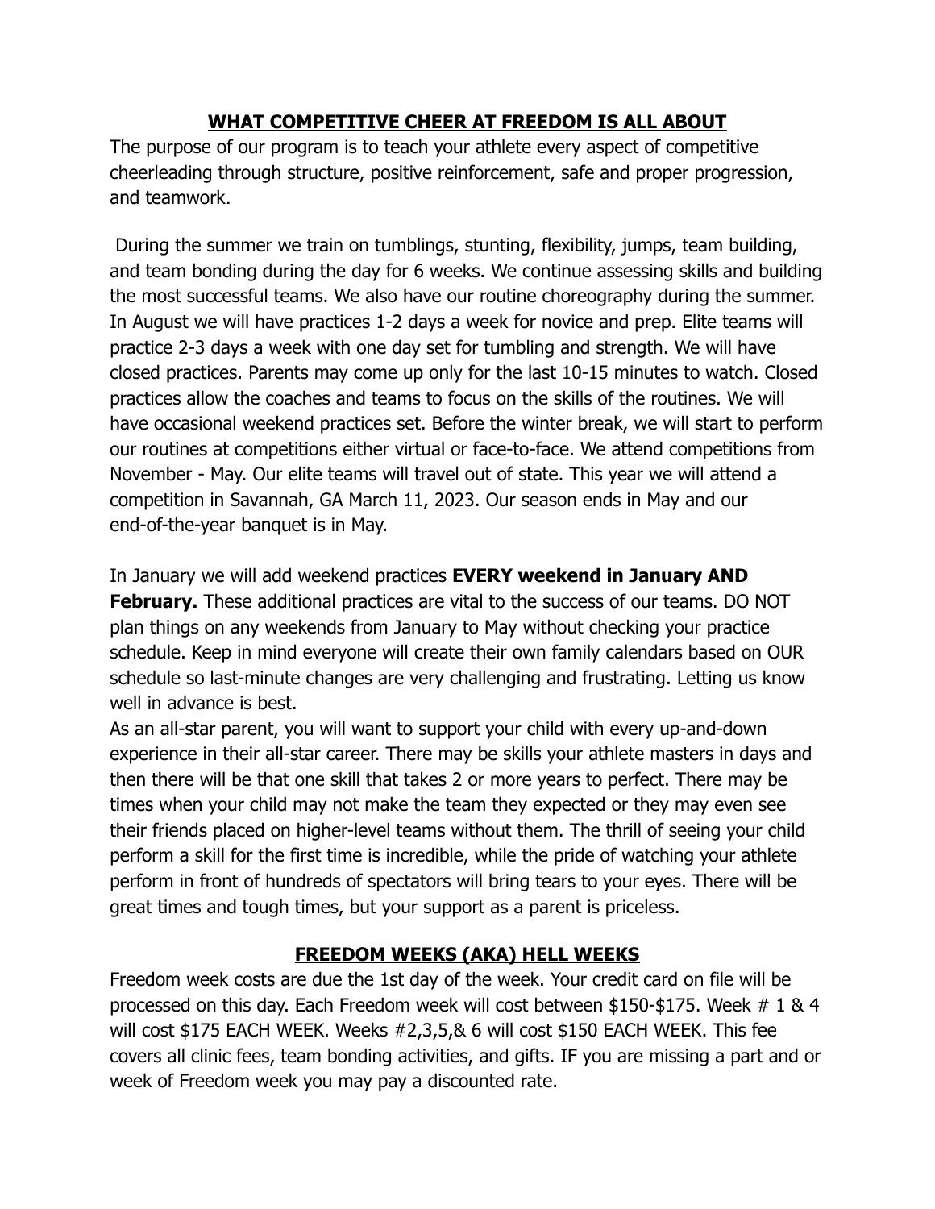## WHAT COMPETITIVE CHEER AT FREEDOM IS ALL ABOUT

The purpose of our program is to teach your athlete every aspect of competitive cheerleading through structure, positive reinforcement, safe and proper progression, and teamwork.

During the summer we train on tumblings, stunting, flexibility, jumps, team building, and team bonding during the day for 6 weeks. We continue assessing skills and building the most successful teams. We also have our routine choreography during the summer. In August we will have practices 1-2 days a week for novice and prep. Elite teams will practice 2-3 days a week with one day set for tumbling and strength. We will have closed practices. Parents may come up only for the last 10-15 minutes to watch. Closed practices allow the coaches and teams to focus on the skills of the routines. We will have occasional weekend practices set. Before the winter break, we will start to perform our routines at competitions either virtual or face-to-face. We attend competitions from November - May. Our elite teams will travel out of state. This year we will attend a competition in Savannah, GA March 11, 2023. Our season ends in May and our end-of-the-year banquet is in May.

In January we will add weekend practices **EVERY weekend in January AND February.** These additional practices are vital to the success of our teams. DO NOT plan things on any weekends from January to May without checking your practice schedule. Keep in mind everyone will create their own family calendars based on OUR schedule so last-minute changes are very challenging and frustrating. Letting us know well in advance is best.

As an all-star parent, you will want to support your child with every up-and-down experience in their all-star career. There may be skills your athlete masters in days and then there will be that one skill that takes 2 or more years to perfect. There may be times when your child may not make the team they expected or they may even see their friends placed on higher-level teams without them. The thrill of seeing your child perform a skill for the first time is incredible, while the pride of watching your athlete perform in front of hundreds of spectators will bring tears to your eyes. There will be great times and tough times, but your support as a parent is priceless.

## FREEDOM WEEKS (AKA) HELL WEEKS

Freedom week costs are due the 1st day of the week. Your credit card on file will be processed on this day. Each Freedom week will cost between $150-$175. Week # 1 & 4 will cost $175 EACH WEEK. Weeks #2,3,5,& 6 will cost $150 EACH WEEK. This fee covers all clinic fees, team bonding activities, and gifts. IF you are missing a part and or week of Freedom week you may pay a discounted rate.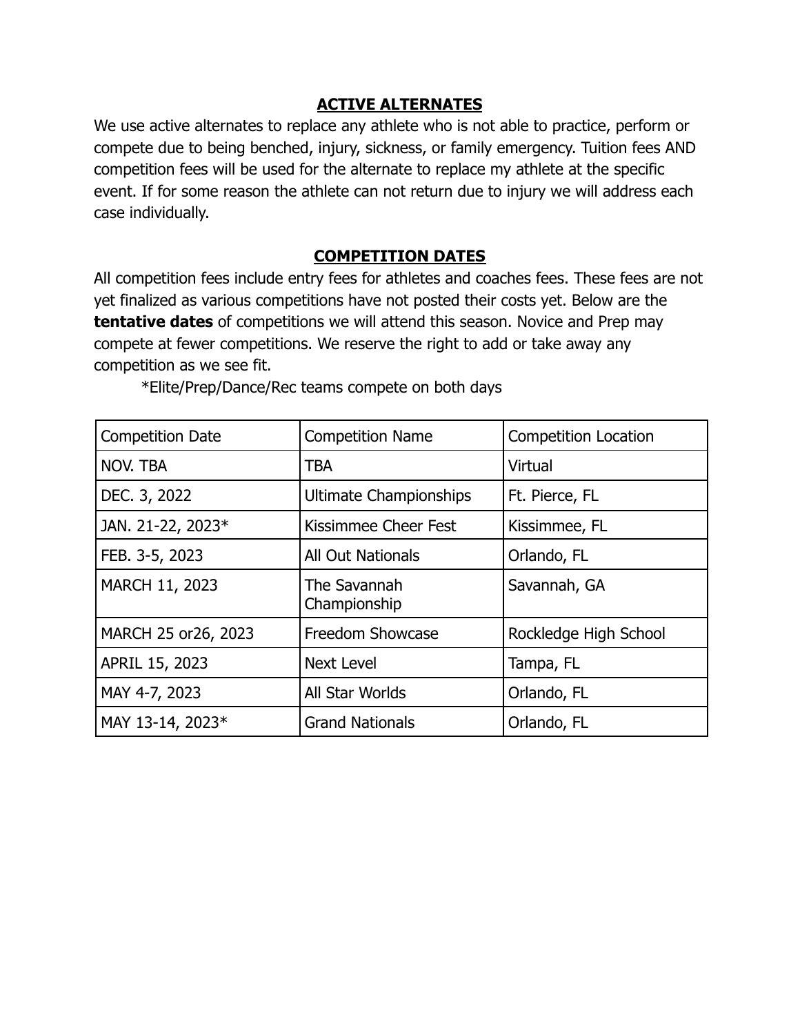## ACTIVE ALTERNATES

We use active alternates to replace any athlete who is not able to practice, perform or compete due to being benched, injury, sickness, or family emergency. Tuition fees AND competition fees will be used for the alternate to replace my athlete at the specific event. If for some reason the athlete can not return due to injury we will address each case individually.

## COMPETITION DATES

All competition fees include entry fees for athletes and coaches fees. These fees are not yet finalized as various competitions have not posted their costs yet. Below are the **tentative dates** of competitions we will attend this season. Novice and Prep may compete at fewer competitions. We reserve the right to add or take away any competition as we see fit.

*Elite/Prep/Dance/Rec teams compete on both days

| Competition Date | Competition Name | Competition Location |
|---|---|---|
| NOV. TBA | TBA | Virtual |
| DEC. 3, 2022 | Ultimate Championships | Ft. Pierce, FL |
| JAN. 21-22, 2023* | Kissimmee Cheer Fest | Kissimmee, FL |
| FEB. 3-5, 2023 | All Out Nationals | Orlando, FL |
| MARCH 11, 2023 | The Savannah Championship | Savannah, GA |
| MARCH 25 or26, 2023 | Freedom Showcase | Rockledge High School |
| APRIL 15, 2023 | Next Level | Tampa, FL |
| MAY 4-7, 2023 | All Star Worlds | Orlando, FL |
| MAY 13-14, 2023* | Grand Nationals | Orlando, FL |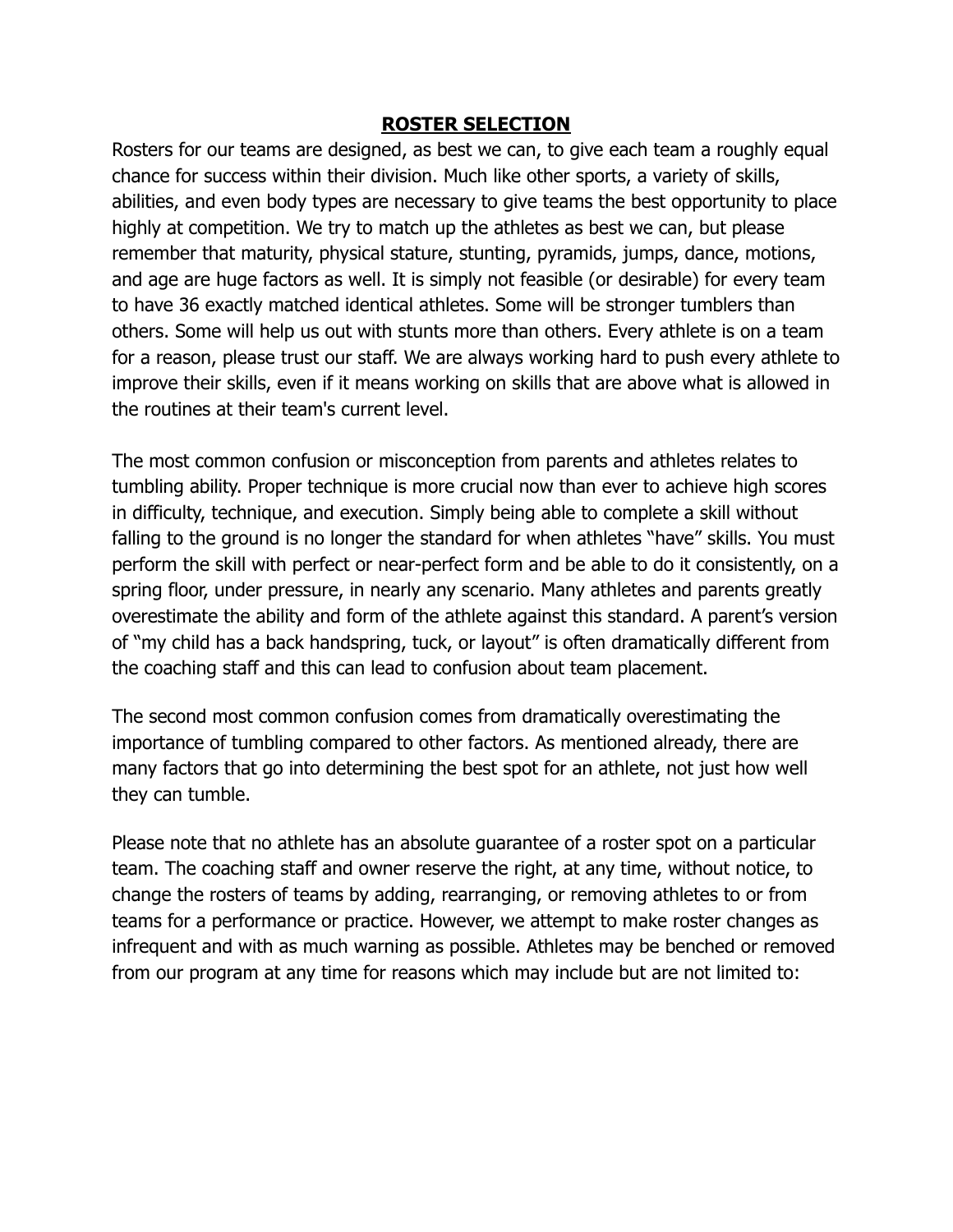## **ROSTER SELECTION**

Rosters for our teams are designed, as best we can, to give each team a roughly equal chance for success within their division. Much like other sports, a variety of skills, abilities, and even body types are necessary to give teams the best opportunity to place highly at competition. We try to match up the athletes as best we can, but please remember that maturity, physical stature, stunting, pyramids, jumps, dance, motions, and age are huge factors as well. It is simply not feasible (or desirable) for every team to have 36 exactly matched identical athletes. Some will be stronger tumblers than others. Some will help us out with stunts more than others. Every athlete is on a team for a reason, please trust our staff. We are always working hard to push every athlete to improve their skills, even if it means working on skills that are above what is allowed in the routines at their team's current level.

The most common confusion or misconception from parents and athletes relates to tumbling ability. Proper technique is more crucial now than ever to achieve high scores in difficulty, technique, and execution. Simply being able to complete a skill without falling to the ground is no longer the standard for when athletes “have” skills. You must perform the skill with perfect or near-perfect form and be able to do it consistently, on a spring floor, under pressure, in nearly any scenario. Many athletes and parents greatly overestimate the ability and form of the athlete against this standard. A parent’s version of “my child has a back handspring, tuck, or layout” is often dramatically different from the coaching staff and this can lead to confusion about team placement.

The second most common confusion comes from dramatically overestimating the importance of tumbling compared to other factors. As mentioned already, there are many factors that go into determining the best spot for an athlete, not just how well they can tumble.

Please note that no athlete has an absolute guarantee of a roster spot on a particular team. The coaching staff and owner reserve the right, at any time, without notice, to change the rosters of teams by adding, rearranging, or removing athletes to or from teams for a performance or practice. However, we attempt to make roster changes as infrequent and with as much warning as possible. Athletes may be benched or removed from our program at any time for reasons which may include but are not limited to: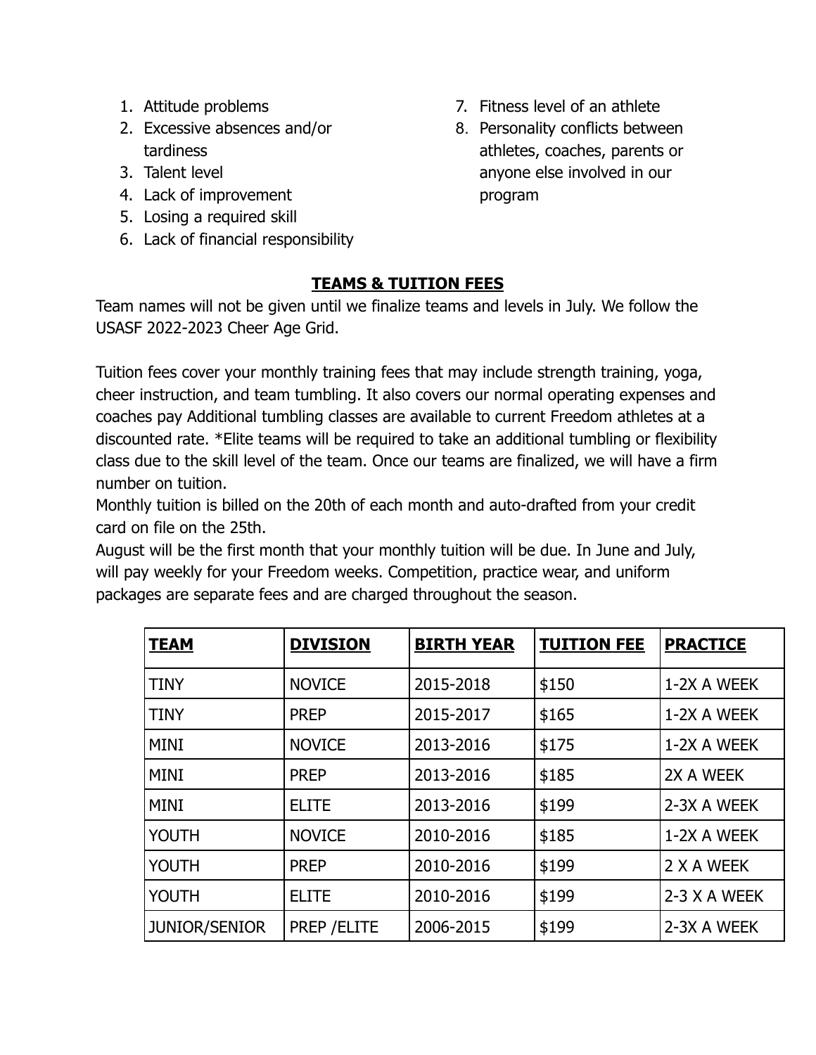1. Attitude problems
2. Excessive absences and/or tardiness
3. Talent level
4. Lack of improvement
5. Losing a required skill
6. Lack of financial responsibility
7. Fitness level of an athlete
8. Personality conflicts between athletes, coaches, parents or anyone else involved in our program

## TEAMS & TUITION FEES

Team names will not be given until we finalize teams and levels in July. We follow the USASF 2022-2023 Cheer Age Grid.

Tuition fees cover your monthly training fees that may include strength training, yoga, cheer instruction, and team tumbling. It also covers our normal operating expenses and coaches pay Additional tumbling classes are available to current Freedom athletes at a discounted rate. *Elite teams will be required to take an additional tumbling or flexibility class due to the skill level of the team. Once our teams are finalized, we will have a firm number on tuition.
Monthly tuition is billed on the 20th of each month and auto-drafted from your credit card on file on the 25th.
August will be the first month that your monthly tuition will be due. In June and July, will pay weekly for your Freedom weeks. Competition, practice wear, and uniform packages are separate fees and are charged throughout the season.

| TEAM | DIVISION | BIRTH YEAR | TUITION FEE | PRACTICE |
|---|---|---|---|---|
| TINY | NOVICE | 2015-2018 | $150 | 1-2X A WEEK |
| TINY | PREP | 2015-2017 | $165 | 1-2X A WEEK |
| MINI | NOVICE | 2013-2016 | $175 | 1-2X A WEEK |
| MINI | PREP | 2013-2016 | $185 | 2X A WEEK |
| MINI | ELITE | 2013-2016 | $199 | 2-3X A WEEK |
| YOUTH | NOVICE | 2010-2016 | $185 | 1-2X A WEEK |
| YOUTH | PREP | 2010-2016 | $199 | 2 X A WEEK |
| YOUTH | ELITE | 2010-2016 | $199 | 2-3 X A WEEK |
| JUNIOR/SENIOR | PREP /ELITE | 2006-2015 | $199 | 2-3X A WEEK |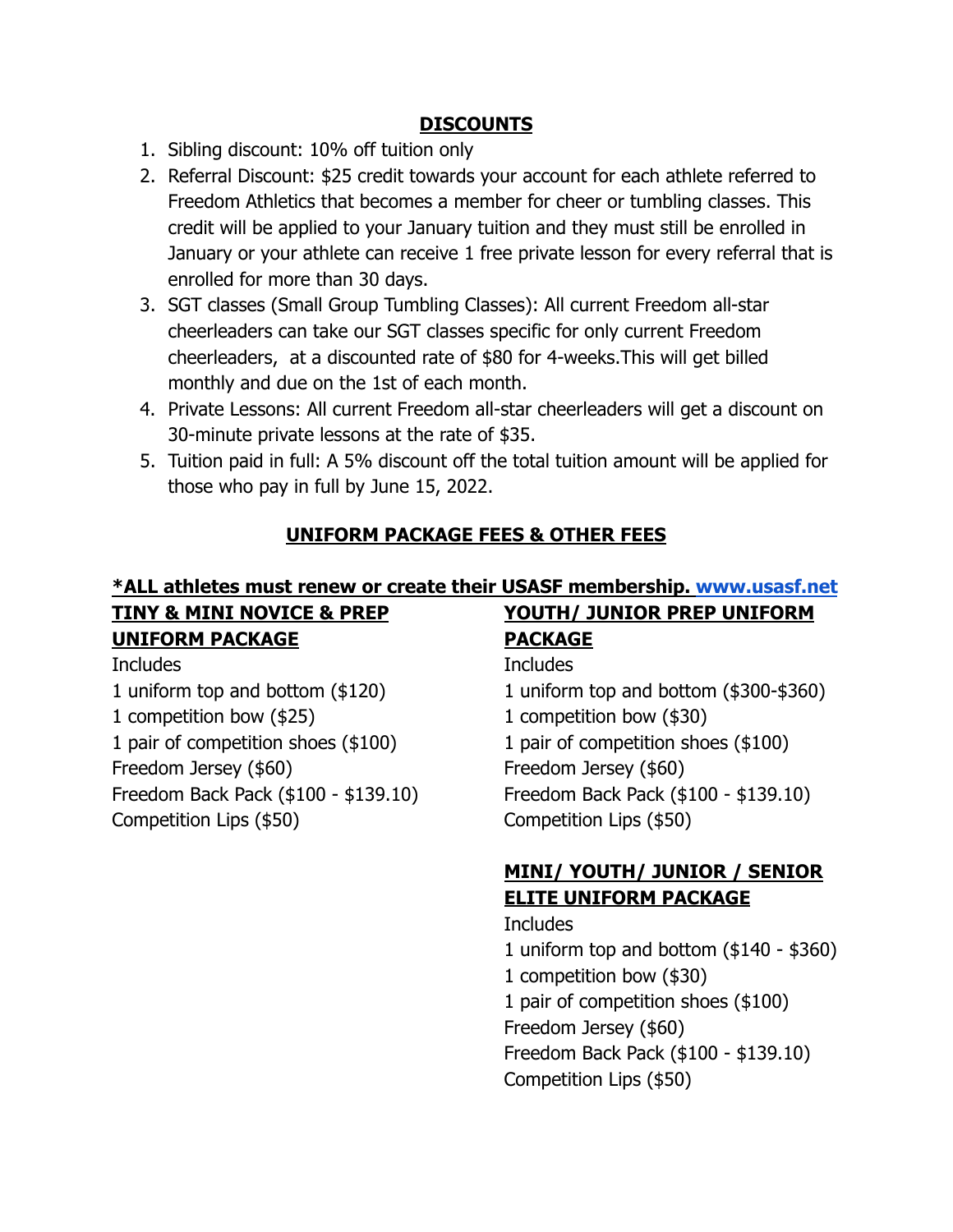## DISCOUNTS

1. Sibling discount: 10% off tuition only
2. Referral Discount: $25 credit towards your account for each athlete referred to Freedom Athletics that becomes a member for cheer or tumbling classes. This credit will be applied to your January tuition and they must still be enrolled in January or your athlete can receive 1 free private lesson for every referral that is enrolled for more than 30 days.
3. SGT classes (Small Group Tumbling Classes): All current Freedom all-star cheerleaders can take our SGT classes specific for only current Freedom cheerleaders, at a discounted rate of $80 for 4-weeks.This will get billed monthly and due on the 1st of each month.
4. Private Lessons: All current Freedom all-star cheerleaders will get a discount on 30-minute private lessons at the rate of $35.
5. Tuition paid in full: A 5% discount off the total tuition amount will be applied for those who pay in full by June 15, 2022.

## UNIFORM PACKAGE FEES & OTHER FEES

**\*ALL athletes must renew or create their USASF membership. [www.usasf.net](http://www.usasf.net)**

**TINY & MINI NOVICE & PREP UNIFORM PACKAGE**

Includes
1 uniform top and bottom ($120)
1 competition bow ($25)
1 pair of competition shoes ($100)
Freedom Jersey ($60)
Freedom Back Pack ($100 - $139.10)
Competition Lips ($50)

**YOUTH/ JUNIOR PREP UNIFORM PACKAGE**

Includes
1 uniform top and bottom ($300-$360)
1 competition bow ($30)
1 pair of competition shoes ($100)
Freedom Jersey ($60)
Freedom Back Pack ($100 - $139.10)
Competition Lips ($50)

**MINI/ YOUTH/ JUNIOR / SENIOR ELITE UNIFORM PACKAGE**

Includes
1 uniform top and bottom ($140 - $360)
1 competition bow ($30)
1 pair of competition shoes ($100)
Freedom Jersey ($60)
Freedom Back Pack ($100 - $139.10)
Competition Lips ($50)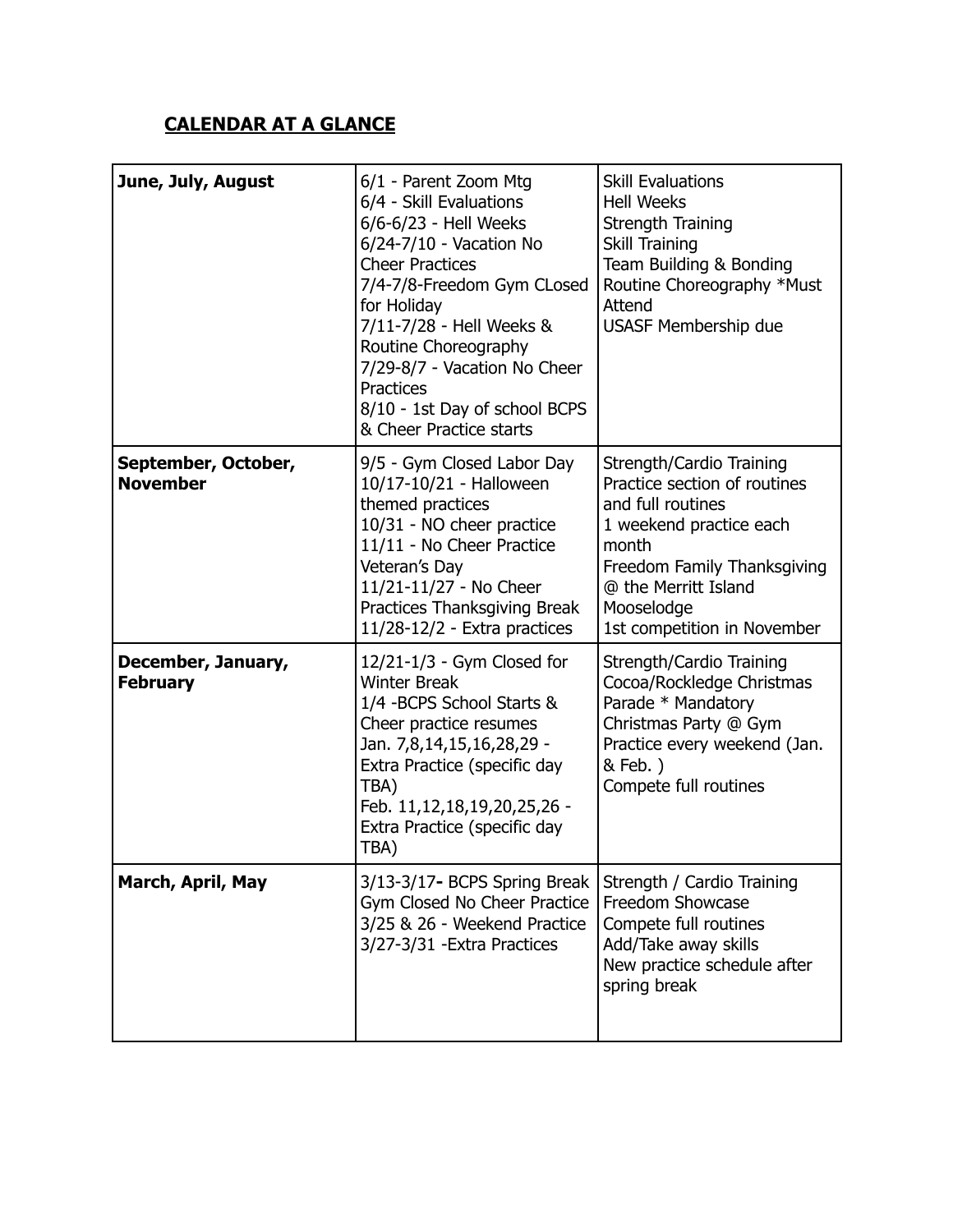**CALENDAR AT A GLANCE**

| | | |
|---|---|---|
| **June, July, August** | 6/1 - Parent Zoom Mtg<br>6/4 - Skill Evaluations<br>6/6-6/23 - Hell Weeks<br>6/24-7/10 - Vacation No Cheer Practices<br>7/4-7/8-Freedom Gym CLosed for Holiday<br>7/11-7/28 - Hell Weeks & Routine Choreography<br>7/29-8/7 - Vacation No Cheer Practices<br>8/10 - 1st Day of school BCPS & Cheer Practice starts | Skill Evaluations<br>Hell Weeks<br>Strength Training<br>Skill Training<br>Team Building & Bonding<br>Routine Choreography *Must Attend<br>USASF Membership due |
| **September, October, November** | 9/5 - Gym Closed Labor Day<br>10/17-10/21 - Halloween themed practices<br>10/31 - NO cheer practice<br>11/11 - No Cheer Practice Veteran's Day<br>11/21-11/27 - No Cheer Practices Thanksgiving Break<br>11/28-12/2 - Extra practices | Strength/Cardio Training<br>Practice section of routines and full routines<br>1 weekend practice each month<br>Freedom Family Thanksgiving @ the Merritt Island Mooselodge<br>1st competition in November |
| **December, January, February** | 12/21-1/3 - Gym Closed for Winter Break<br>1/4 -BCPS School Starts & Cheer practice resumes<br>Jan. 7,8,14,15,16,28,29 - Extra Practice (specific day TBA)<br>Feb. 11,12,18,19,20,25,26 - Extra Practice (specific day TBA) | Strength/Cardio Training<br>Cocoa/Rockledge Christmas Parade * Mandatory<br>Christmas Party @ Gym<br>Practice every weekend (Jan. & Feb. )<br>Compete full routines |
| **March, April, May** | 3/13-3/17**-** BCPS Spring Break Gym Closed No Cheer Practice<br>3/25 & 26 - Weekend Practice<br>3/27-3/31 -Extra Practices | Strength / Cardio Training<br>Freedom Showcase<br>Compete full routines<br>Add/Take away skills<br>New practice schedule after spring break |